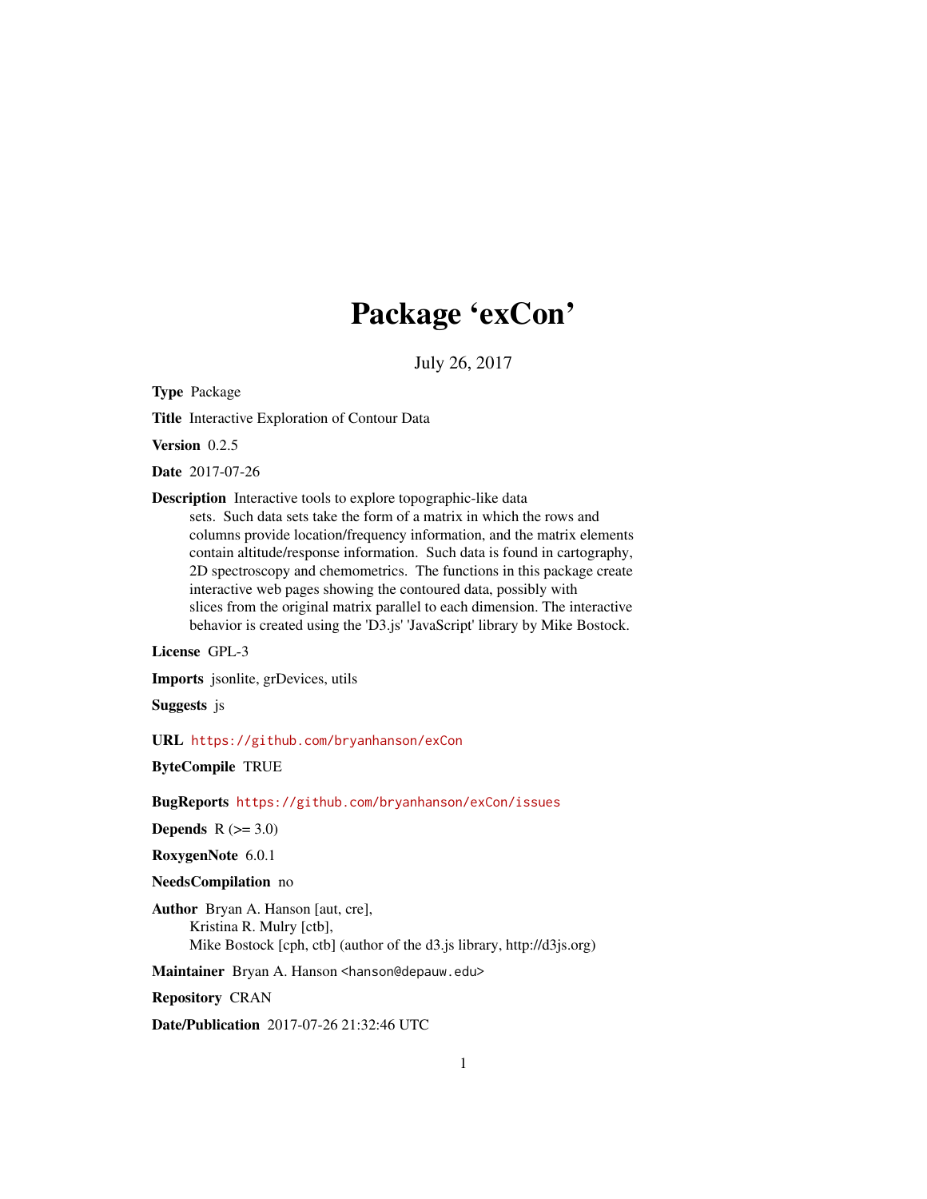# Package 'exCon'

July 26, 2017

**Type** Package

**Title** Interactive Exploration of Contour Data

**Version** 0.2.5

**Date** 2017-07-26

**Description** Interactive tools to explore topographic-like data sets. Such data sets take the form of a matrix in which the rows and columns provide location/frequency information, and the matrix elements contain altitude/response information. Such data is found in cartography, 2D spectroscopy and chemometrics. The functions in this package create interactive web pages showing the contoured data, possibly with slices from the original matrix parallel to each dimension. The interactive behavior is created using the 'D3.js' 'JavaScript' library by Mike Bostock.

**License** GPL-3

**Imports** jsonlite, grDevices, utils

**Suggests** js

**URL** https://github.com/bryanhanson/exCon

**ByteCompile** TRUE

**BugReports** https://github.com/bryanhanson/exCon/issues

**Depends** R (>= 3.0)

**RoxygenNote** 6.0.1

**NeedsCompilation** no

**Author** Bryan A. Hanson [aut, cre],
Kristina R. Mulry [ctb],
Mike Bostock [cph, ctb] (author of the d3.js library, http://d3js.org)

**Maintainer** Bryan A. Hanson <hanson@depauw.edu>

**Repository** CRAN

**Date/Publication** 2017-07-26 21:32:46 UTC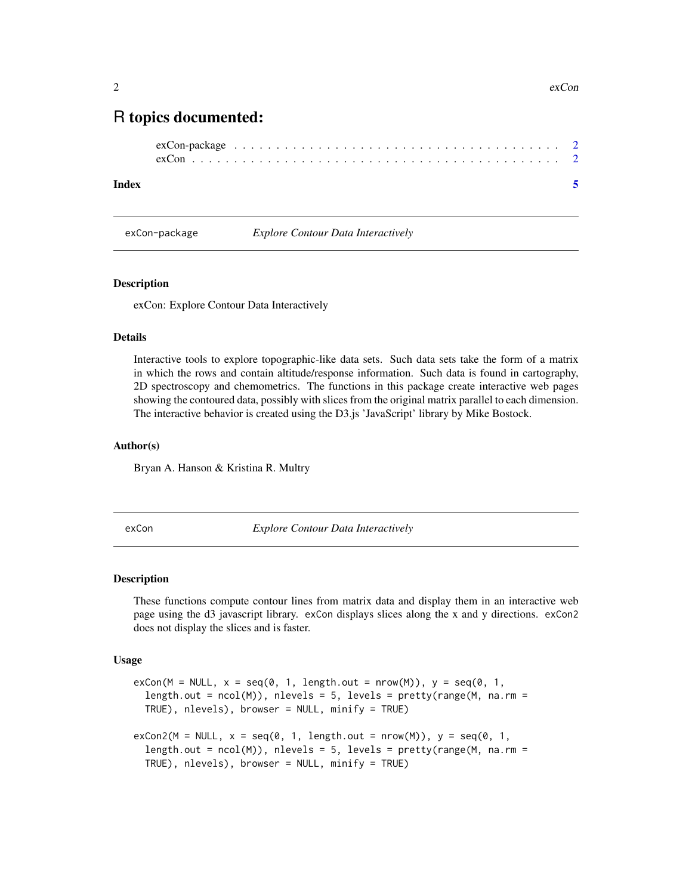# R topics documented:

exCon-package . . . . . . . . . . . . . . . . . . . . . . . . . . . . . . . . . . . . 2
exCon . . . . . . . . . . . . . . . . . . . . . . . . . . . . . . . . . . . . . . . . 2

**Index** **5**

---

exCon-package *Explore Contour Data Interactively*

---

### Description

exCon: Explore Contour Data Interactively

### Details

Interactive tools to explore topographic-like data sets. Such data sets take the form of a matrix in which the rows and contain altitude/response information. Such data is found in cartography, 2D spectroscopy and chemometrics. The functions in this package create interactive web pages showing the contoured data, possibly with slices from the original matrix parallel to each dimension. The interactive behavior is created using the D3.js 'JavaScript' library by Mike Bostock.

### Author(s)

Bryan A. Hanson & Kristina R. Multry

---

exCon *Explore Contour Data Interactively*

---

### Description

These functions compute contour lines from matrix data and display them in an interactive web page using the d3 javascript library. `exCon` displays slices along the x and y directions. `exCon2` does not display the slices and is faster.

### Usage

```
exCon(M = NULL, x = seq(0, 1, length.out = nrow(M)), y = seq(0, 1,
  length.out = ncol(M)), nlevels = 5, levels = pretty(range(M, na.rm =
  TRUE), nlevels), browser = NULL, minify = TRUE)

exCon2(M = NULL, x = seq(0, 1, length.out = nrow(M)), y = seq(0, 1,
  length.out = ncol(M)), nlevels = 5, levels = pretty(range(M, na.rm =
  TRUE), nlevels), browser = NULL, minify = TRUE)
```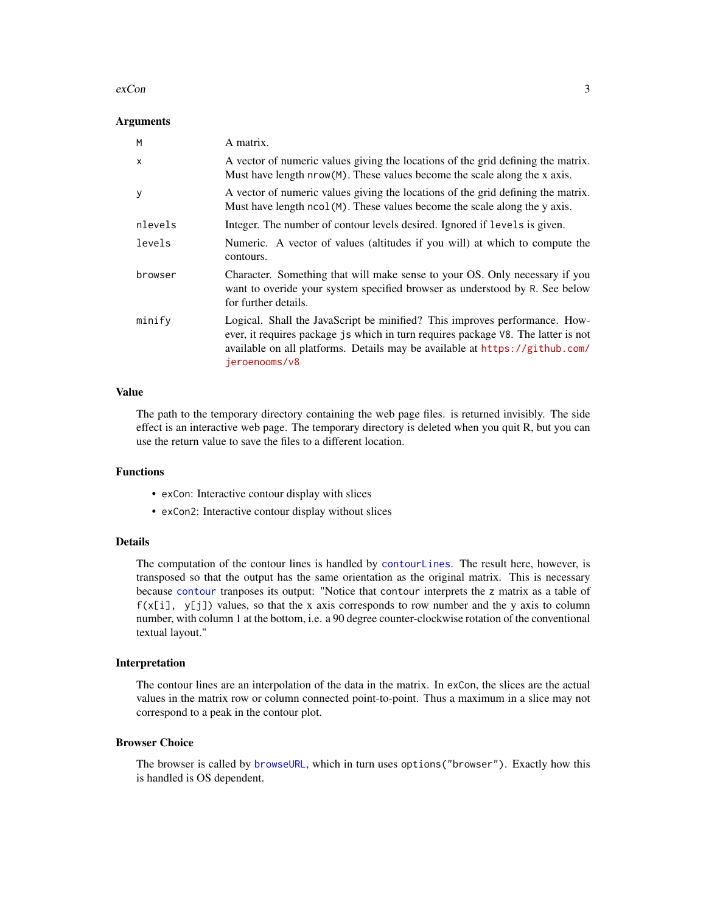### Arguments

| | |
|---|---|
| `M` | A matrix. |
| `x` | A vector of numeric values giving the locations of the grid defining the matrix. Must have length `nrow(M)`. These values become the scale along the x axis. |
| `y` | A vector of numeric values giving the locations of the grid defining the matrix. Must have length `ncol(M)`. These values become the scale along the y axis. |
| `nlevels` | Integer. The number of contour levels desired. Ignored if `levels` is given. |
| `levels` | Numeric. A vector of values (altitudes if you will) at which to compute the contours. |
| `browser` | Character. Something that will make sense to your OS. Only necessary if you want to overide your system specified browser as understood by R. See below for further details. |
| `minify` | Logical. Shall the JavaScript be minified? This improves performance. However, it requires package `js` which in turn requires package `V8`. The latter is not available on all platforms. Details may be available at https://github.com/jeroenooms/v8 |

### Value

The path to the temporary directory containing the web page files. is returned invisibly. The side effect is an interactive web page. The temporary directory is deleted when you quit R, but you can use the return value to save the files to a different location.

### Functions

- `exCon`: Interactive contour display with slices
- `exCon2`: Interactive contour display without slices

### Details

The computation of the contour lines is handled by `contourLines`. The result here, however, is transposed so that the output has the same orientation as the original matrix. This is necessary because `contour` tranposes its output: "Notice that `contour` interprets the `z` matrix as a table of `f(x[i], y[j])` values, so that the x axis corresponds to row number and the y axis to column number, with column 1 at the bottom, i.e. a 90 degree counter-clockwise rotation of the conventional textual layout."

### Interpretation

The contour lines are an interpolation of the data in the matrix. In `exCon`, the slices are the actual values in the matrix row or column connected point-to-point. Thus a maximum in a slice may not correspond to a peak in the contour plot.

### Browser Choice

The browser is called by `browseURL`, which in turn uses `options("browser")`. Exactly how this is handled is OS dependent.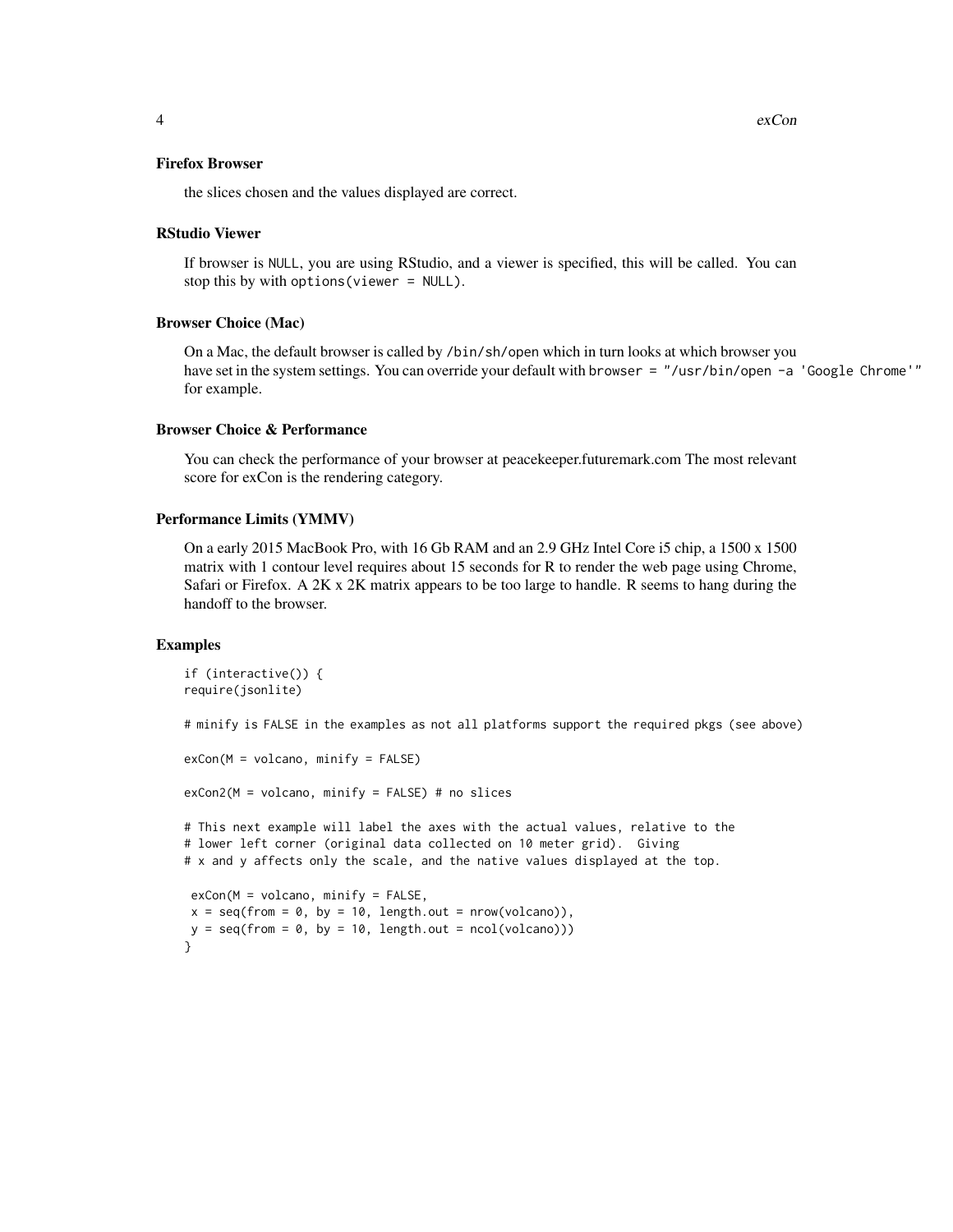### Firefox Browser

the slices chosen and the values displayed are correct.

### RStudio Viewer

If browser is `NULL`, you are using RStudio, and a viewer is specified, this will be called. You can stop this by with `options(viewer = NULL)`.

### Browser Choice (Mac)

On a Mac, the default browser is called by `/bin/sh/open` which in turn looks at which browser you have set in the system settings. You can override your default with `browser = "/usr/bin/open -a 'Google Chrome'"` for example.

### Browser Choice & Performance

You can check the performance of your browser at peacekeeper.futuremark.com The most relevant score for exCon is the rendering category.

### Performance Limits (YMMV)

On a early 2015 MacBook Pro, with 16 Gb RAM and an 2.9 GHz Intel Core i5 chip, a 1500 x 1500 matrix with 1 contour level requires about 15 seconds for R to render the web page using Chrome, Safari or Firefox. A 2K x 2K matrix appears to be too large to handle. R seems to hang during the handoff to the browser.

### Examples

```
if (interactive()) {
require(jsonlite)

# minify is FALSE in the examples as not all platforms support the required pkgs (see above)

exCon(M = volcano, minify = FALSE)

exCon2(M = volcano, minify = FALSE) # no slices

# This next example will label the axes with the actual values, relative to the
# lower left corner (original data collected on 10 meter grid).  Giving
# x and y affects only the scale, and the native values displayed at the top.

 exCon(M = volcano, minify = FALSE,
 x = seq(from = 0, by = 10, length.out = nrow(volcano)),
 y = seq(from = 0, by = 10, length.out = ncol(volcano)))
}
```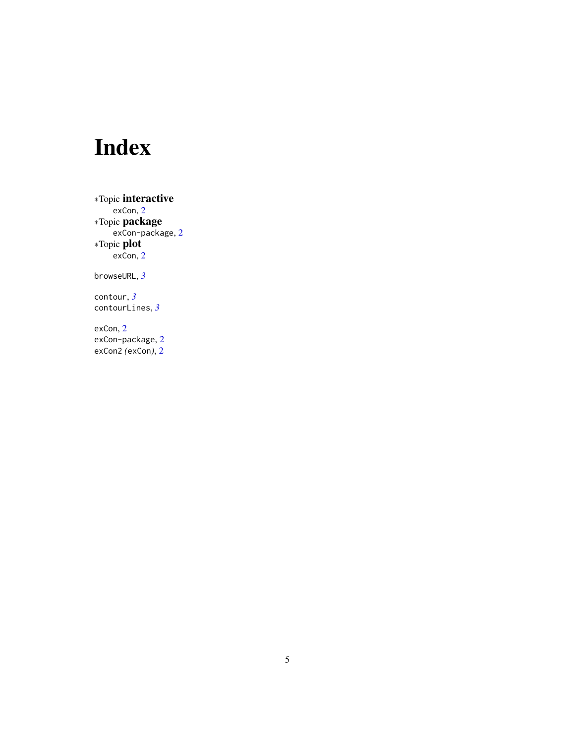# Index

*Topic **interactive**
    exCon, 2
*Topic **package**
    exCon-package, 2
*Topic **plot**
    exCon, 2

browseURL, *3*

contour, *3*
contourLines, *3*

exCon, 2
exCon-package, 2
exCon2 *(*exCon*)*, 2